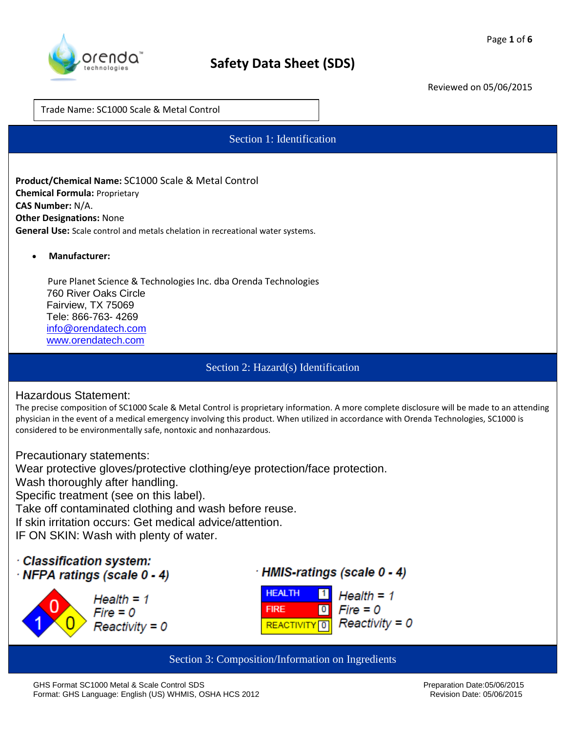# Safety Data Sheet (SDS)

Reviewed on 05/06/2015

Trade Name: SC1000 Scale & Metal Control

## Section 1: Identification

**Product/Chemical Name:** SC1000 Scale & Metal Control
**Chemical Formula:** Proprietary
**CAS Number:** N/A.
**Other Designations:** None
**General Use:** Scale control and metals chelation in recreational water systems.

- **Manufacturer:**

Pure Planet Science & Technologies Inc. dba Orenda Technologies
760 River Oaks Circle
Fairview, TX 75069
Tele: 866-763- 4269
info@orendatech.com
www.orendatech.com

## Section 2: Hazard(s) Identification

Hazardous Statement:

The precise composition of SC1000 Scale & Metal Control is proprietary information. A more complete disclosure will be made to an attending physician in the event of a medical emergency involving this product. When utilized in accordance with Orenda Technologies, SC1000 is considered to be environmentally safe, nontoxic and nonhazardous.

Precautionary statements:
Wear protective gloves/protective clothing/eye protection/face protection.
Wash thoroughly after handling.
Specific treatment (see on this label).
Take off contaminated clothing and wash before reuse.
If skin irritation occurs: Get medical advice/attention.
IF ON SKIN: Wash with plenty of water.

· ***Classification system:***
· ***NFPA ratings (scale 0 - 4)***

*Health = 1*
*Fire = 0*
*Reactivity = 0*

· ***HMIS-ratings (scale 0 - 4)***

| | |
|---|---|
| HEALTH | 1 |
| FIRE | 0 |
| REACTIVITY | 0 |

*Health = 1*
*Fire = 0*
*Reactivity = 0*

## Section 3: Composition/Information on Ingredients

GHS Format SC1000 Metal & Scale Control SDS
Format: GHS Language: English (US) WHMIS, OSHA HCS 2012

Preparation Date:05/06/2015
Revision Date: 05/06/2015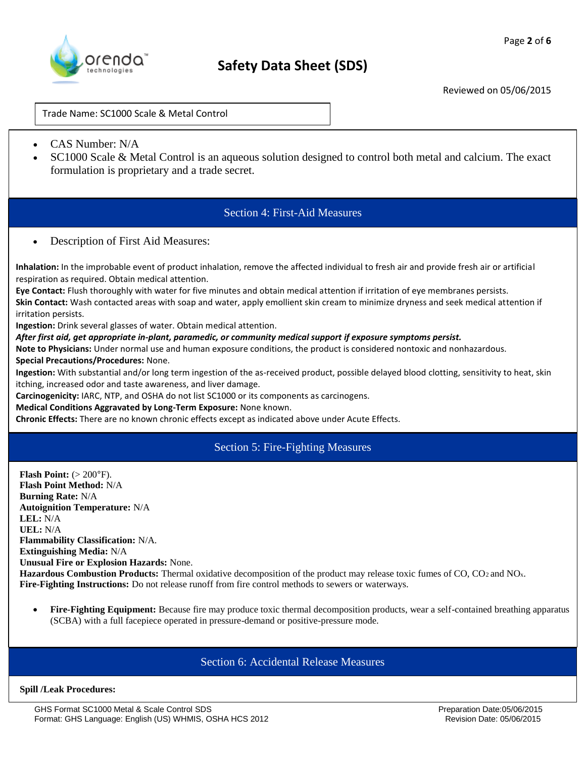Trade Name: SC1000 Scale & Metal Control

- CAS Number: N/A
- SC1000 Scale & Metal Control is an aqueous solution designed to control both metal and calcium. The exact formulation is proprietary and a trade secret.

## Section 4: First-Aid Measures

- Description of First Aid Measures:

**Inhalation:** In the improbable event of product inhalation, remove the affected individual to fresh air and provide fresh air or artificial respiration as required. Obtain medical attention.
**Eye Contact:** Flush thoroughly with water for five minutes and obtain medical attention if irritation of eye membranes persists.
**Skin Contact:** Wash contacted areas with soap and water, apply emollient skin cream to minimize dryness and seek medical attention if irritation persists.
**Ingestion:** Drink several glasses of water. Obtain medical attention.
***After first aid, get appropriate in-plant, paramedic, or community medical support if exposure symptoms persist.***
**Note to Physicians:** Under normal use and human exposure conditions, the product is considered nontoxic and nonhazardous.
**Special Precautions/Procedures:** None.
**Ingestion:** With substantial and/or long term ingestion of the as-received product, possible delayed blood clotting, sensitivity to heat, skin itching, increased odor and taste awareness, and liver damage.
**Carcinogenicity:** IARC, NTP, and OSHA do not list SC1000 or its components as carcinogens.
**Medical Conditions Aggravated by Long-Term Exposure:** None known.
**Chronic Effects:** There are no known chronic effects except as indicated above under Acute Effects.

## Section 5: Fire-Fighting Measures

**Flash Point:** (> 200°F).
**Flash Point Method:** N/A
**Burning Rate:** N/A
**Autoignition Temperature:** N/A
**LEL:** N/A
**UEL:** N/A
**Flammability Classification:** N/A.
**Extinguishing Media:** N/A
**Unusual Fire or Explosion Hazards:** None.
**Hazardous Combustion Products:** Thermal oxidative decomposition of the product may release toxic fumes of CO, $CO_2$ and $NO_x$.
**Fire-Fighting Instructions:** Do not release runoff from fire control methods to sewers or waterways.

- **Fire-Fighting Equipment:** Because fire may produce toxic thermal decomposition products, wear a self-contained breathing apparatus (SCBA) with a full facepiece operated in pressure-demand or positive-pressure mode.

## Section 6: Accidental Release Measures

**Spill /Leak Procedures:**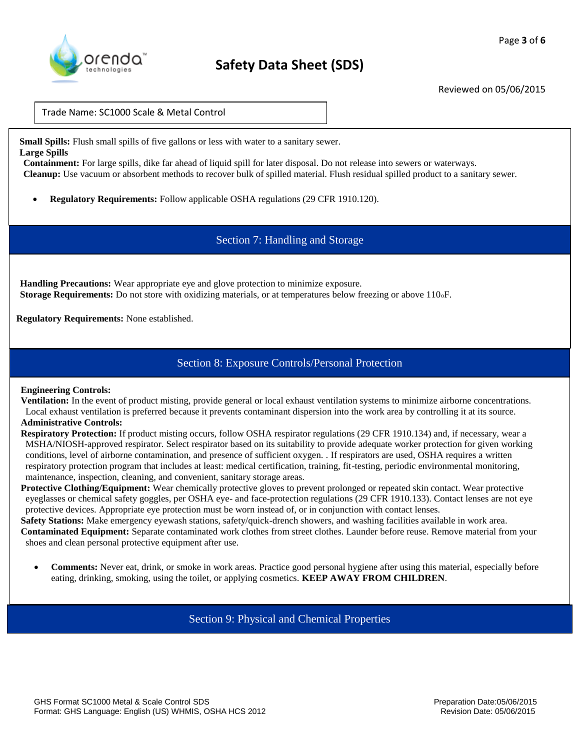Trade Name: SC1000 Scale & Metal Control

**Small Spills:** Flush small spills of five gallons or less with water to a sanitary sewer.

**Large Spills**

**Containment:** For large spills, dike far ahead of liquid spill for later disposal. Do not release into sewers or waterways.

**Cleanup:** Use vacuum or absorbent methods to recover bulk of spilled material. Flush residual spilled product to a sanitary sewer.

- **Regulatory Requirements:** Follow applicable OSHA regulations (29 CFR 1910.120).

## Section 7: Handling and Storage

**Handling Precautions:** Wear appropriate eye and glove protection to minimize exposure.

**Storage Requirements:** Do not store with oxidizing materials, or at temperatures below freezing or above 110°F.

**Regulatory Requirements:** None established.

## Section 8: Exposure Controls/Personal Protection

**Engineering Controls:**

**Ventilation:** In the event of product misting, provide general or local exhaust ventilation systems to minimize airborne concentrations. Local exhaust ventilation is preferred because it prevents contaminant dispersion into the work area by controlling it at its source.

**Administrative Controls:**

**Respiratory Protection:** If product misting occurs, follow OSHA respirator regulations (29 CFR 1910.134) and, if necessary, wear a MSHA/NIOSH-approved respirator. Select respirator based on its suitability to provide adequate worker protection for given working conditions, level of airborne contamination, and presence of sufficient oxygen. . If respirators are used, OSHA requires a written respiratory protection program that includes at least: medical certification, training, fit-testing, periodic environmental monitoring, maintenance, inspection, cleaning, and convenient, sanitary storage areas.

**Protective Clothing/Equipment:** Wear chemically protective gloves to prevent prolonged or repeated skin contact. Wear protective eyeglasses or chemical safety goggles, per OSHA eye- and face-protection regulations (29 CFR 1910.133). Contact lenses are not eye protective devices. Appropriate eye protection must be worn instead of, or in conjunction with contact lenses.

**Safety Stations:** Make emergency eyewash stations, safety/quick-drench showers, and washing facilities available in work area.

**Contaminated Equipment:** Separate contaminated work clothes from street clothes. Launder before reuse. Remove material from your shoes and clean personal protective equipment after use.

- **Comments:** Never eat, drink, or smoke in work areas. Practice good personal hygiene after using this material, especially before eating, drinking, smoking, using the toilet, or applying cosmetics. **KEEP AWAY FROM CHILDREN**.

## Section 9: Physical and Chemical Properties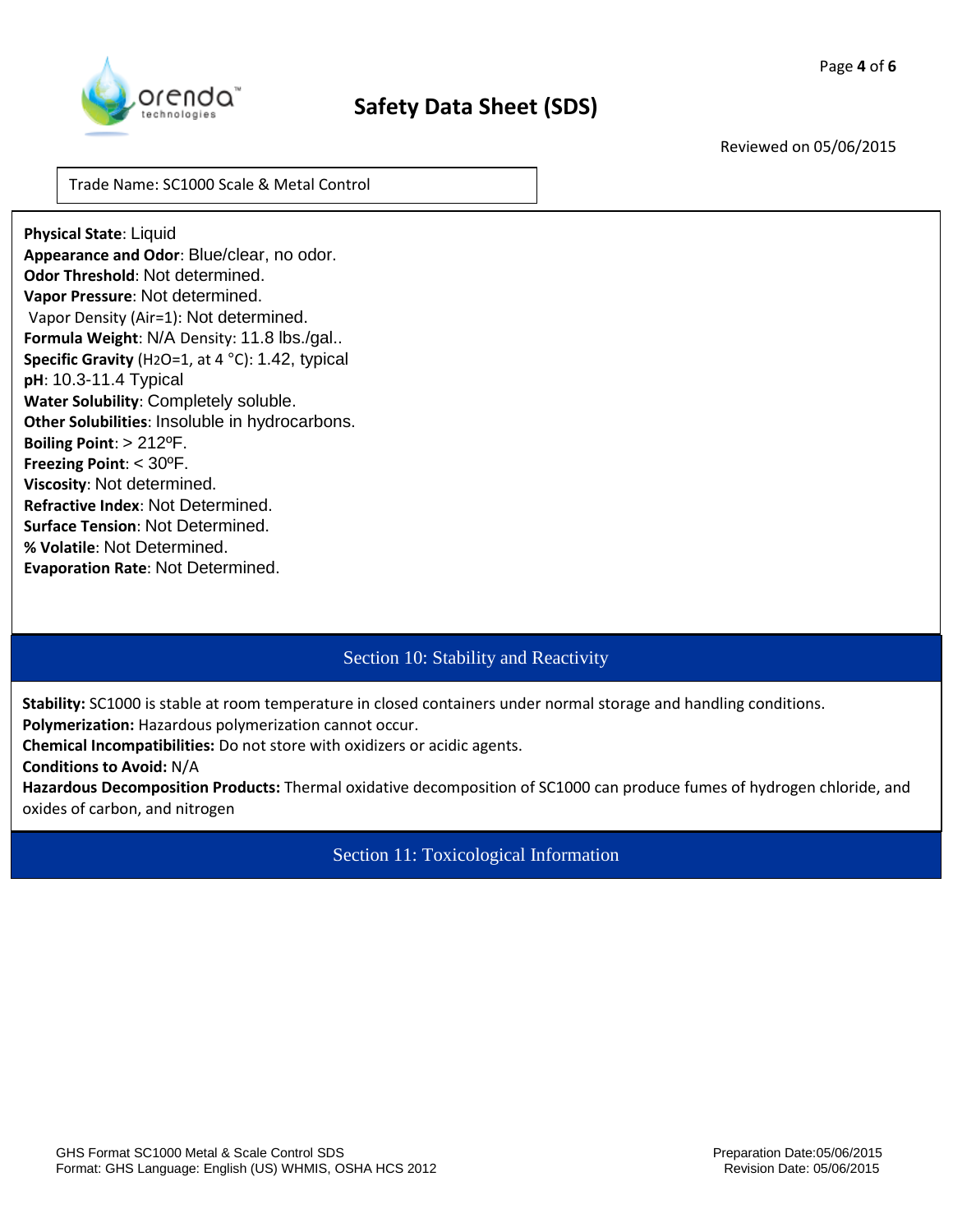Trade Name: SC1000 Scale & Metal Control

**Physical State**: Liquid
**Appearance and Odor**: Blue/clear, no odor.
**Odor Threshold**: Not determined.
**Vapor Pressure**: Not determined.
Vapor Density (Air=1): Not determined.
**Formula Weight**: N/A Density: 11.8 lbs./gal..
**Specific Gravity** ($H_2O$=1, at 4 °C): 1.42, typical
**pH**: 10.3-11.4 Typical
**Water Solubility**: Completely soluble.
**Other Solubilities**: Insoluble in hydrocarbons.
**Boiling Point**: > 212ºF.
**Freezing Point**: < 30ºF.
**Viscosity**: Not determined.
**Refractive Index**: Not Determined.
**Surface Tension**: Not Determined.
**% Volatile**: Not Determined.
**Evaporation Rate**: Not Determined.

## Section 10: Stability and Reactivity

**Stability:** SC1000 is stable at room temperature in closed containers under normal storage and handling conditions.
**Polymerization:** Hazardous polymerization cannot occur.
**Chemical Incompatibilities:** Do not store with oxidizers or acidic agents.
**Conditions to Avoid:** N/A
**Hazardous Decomposition Products:** Thermal oxidative decomposition of SC1000 can produce fumes of hydrogen chloride, and oxides of carbon, and nitrogen

## Section 11: Toxicological Information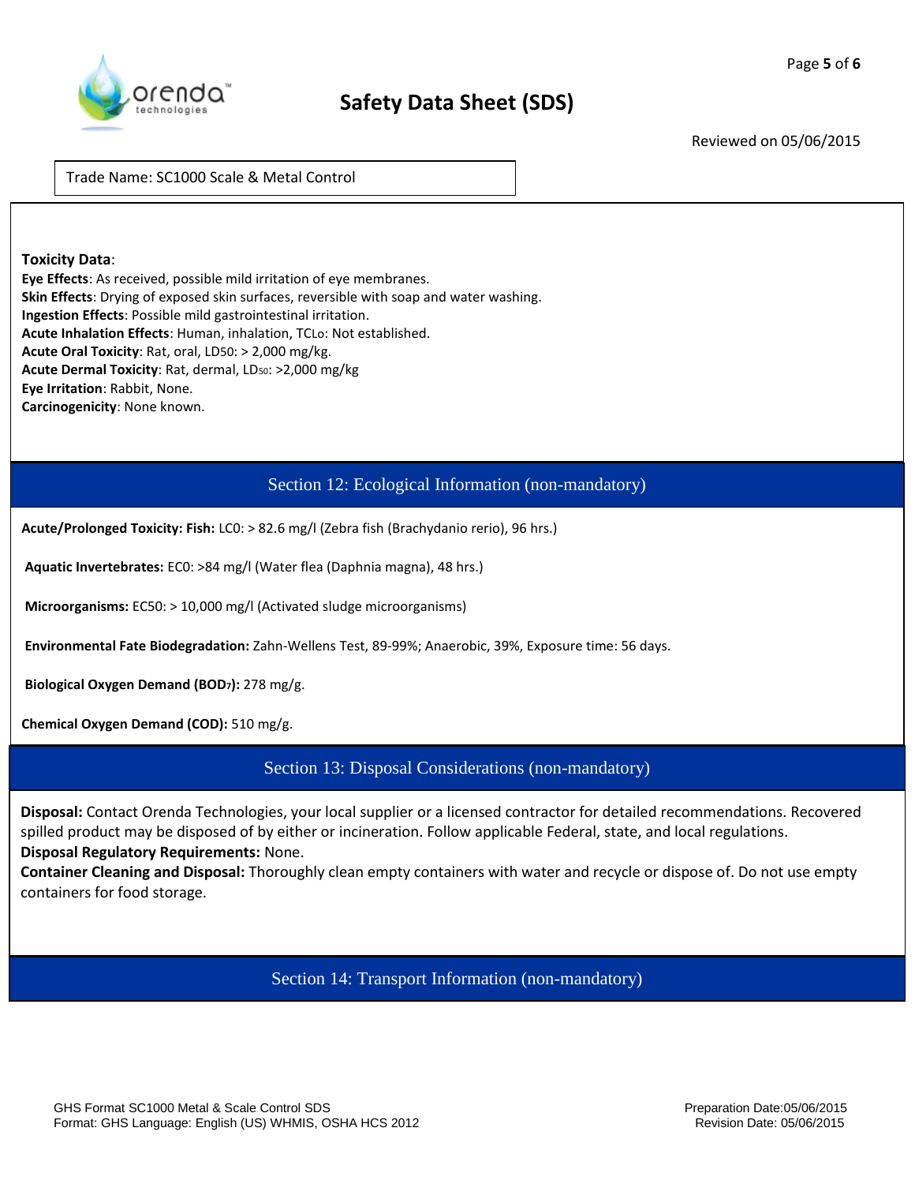**Toxicity Data**:

**Eye Effects**: As received, possible mild irritation of eye membranes.
**Skin Effects**: Drying of exposed skin surfaces, reversible with soap and water washing.
**Ingestion Effects**: Possible mild gastrointestinal irritation.
**Acute Inhalation Effects**: Human, inhalation, $TC_{Lo}$: Not established.
**Acute Oral Toxicity**: Rat, oral, $LD_{50}$: > 2,000 mg/kg.
**Acute Dermal Toxicity**: Rat, dermal, $LD_{50}$: >2,000 mg/kg
**Eye Irritation**: Rabbit, None.
**Carcinogenicity**: None known.

## Section 12: Ecological Information (non-mandatory)

**Acute/Prolonged Toxicity: Fish:** LC0: > 82.6 mg/l (Zebra fish (Brachydanio rerio), 96 hrs.)

**Aquatic Invertebrates:** EC0: >84 mg/l (Water flea (Daphnia magna), 48 hrs.)

**Microorganisms:** EC50: > 10,000 mg/l (Activated sludge microorganisms)

**Environmental Fate Biodegradation:** Zahn-Wellens Test, 89-99%; Anaerobic, 39%, Exposure time: 56 days.

**Biological Oxygen Demand ($BOD_7$):** 278 mg/g.

**Chemical Oxygen Demand (COD):** 510 mg/g.

## Section 13: Disposal Considerations (non-mandatory)

**Disposal:** Contact Orenda Technologies, your local supplier or a licensed contractor for detailed recommendations. Recovered spilled product may be disposed of by either or incineration. Follow applicable Federal, state, and local regulations.
**Disposal Regulatory Requirements:** None.
**Container Cleaning and Disposal:** Thoroughly clean empty containers with water and recycle or dispose of. Do not use empty containers for food storage.

## Section 14: Transport Information (non-mandatory)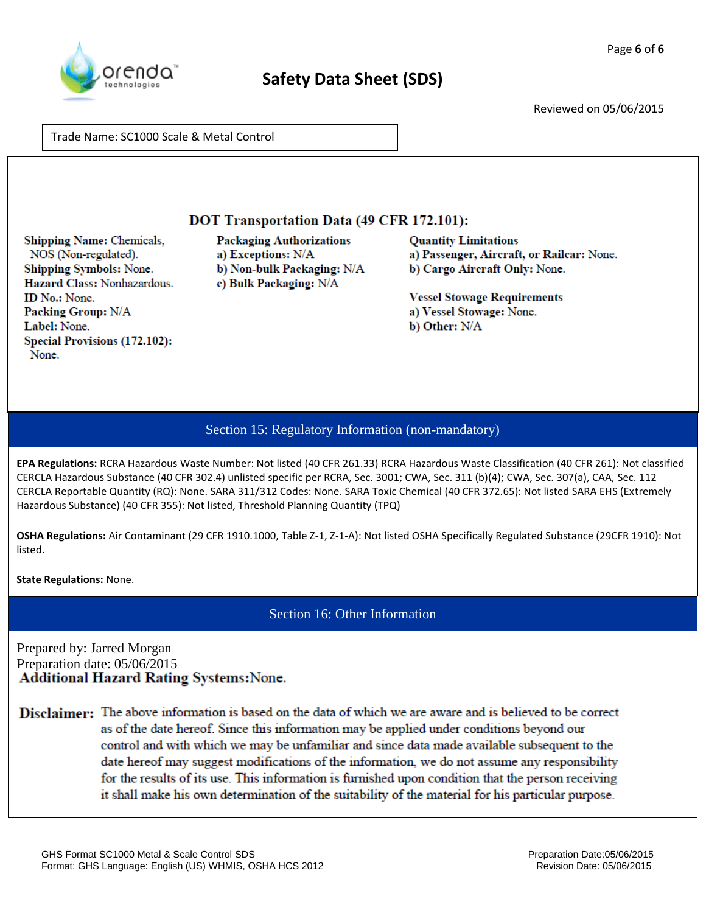Trade Name: SC1000 Scale & Metal Control

### DOT Transportation Data (49 CFR 172.101):

**Shipping Name:** Chemicals, NOS (Non-regulated).
**Shipping Symbols:** None.
**Hazard Class:** Nonhazardous.
**ID No.:** None.
**Packing Group:** N/A
**Label:** None.
**Special Provisions (172.102):** None.

**Packaging Authorizations**
**a) Exceptions:** N/A
**b) Non-bulk Packaging:** N/A
**c) Bulk Packaging:** N/A

**Quantity Limitations**
**a) Passenger, Aircraft, or Railcar:** None.
**b) Cargo Aircraft Only:** None.

**Vessel Stowage Requirements**
**a) Vessel Stowage:** None.
**b) Other:** N/A

## Section 15: Regulatory Information (non-mandatory)

**EPA Regulations:** RCRA Hazardous Waste Number: Not listed (40 CFR 261.33) RCRA Hazardous Waste Classification (40 CFR 261): Not classified CERCLA Hazardous Substance (40 CFR 302.4) unlisted specific per RCRA, Sec. 3001; CWA, Sec. 311 (b)(4); CWA, Sec. 307(a), CAA, Sec. 112 CERCLA Reportable Quantity (RQ): None. SARA 311/312 Codes: None. SARA Toxic Chemical (40 CFR 372.65): Not listed SARA EHS (Extremely Hazardous Substance) (40 CFR 355): Not listed, Threshold Planning Quantity (TPQ)

**OSHA Regulations:** Air Contaminant (29 CFR 1910.1000, Table Z-1, Z-1-A): Not listed OSHA Specifically Regulated Substance (29CFR 1910): Not listed.

**State Regulations:** None.

## Section 16: Other Information

Prepared by: Jarred Morgan
Preparation date: 05/06/2015
**Additional Hazard Rating Systems:** None.

**Disclaimer:** The above information is based on the data of which we are aware and is believed to be correct as of the date hereof. Since this information may be applied under conditions beyond our control and with which we may be unfamiliar and since data made available subsequent to the date hereof may suggest modifications of the information, we do not assume any responsibility for the results of its use. This information is furnished upon condition that the person receiving it shall make his own determination of the suitability of the material for his particular purpose.